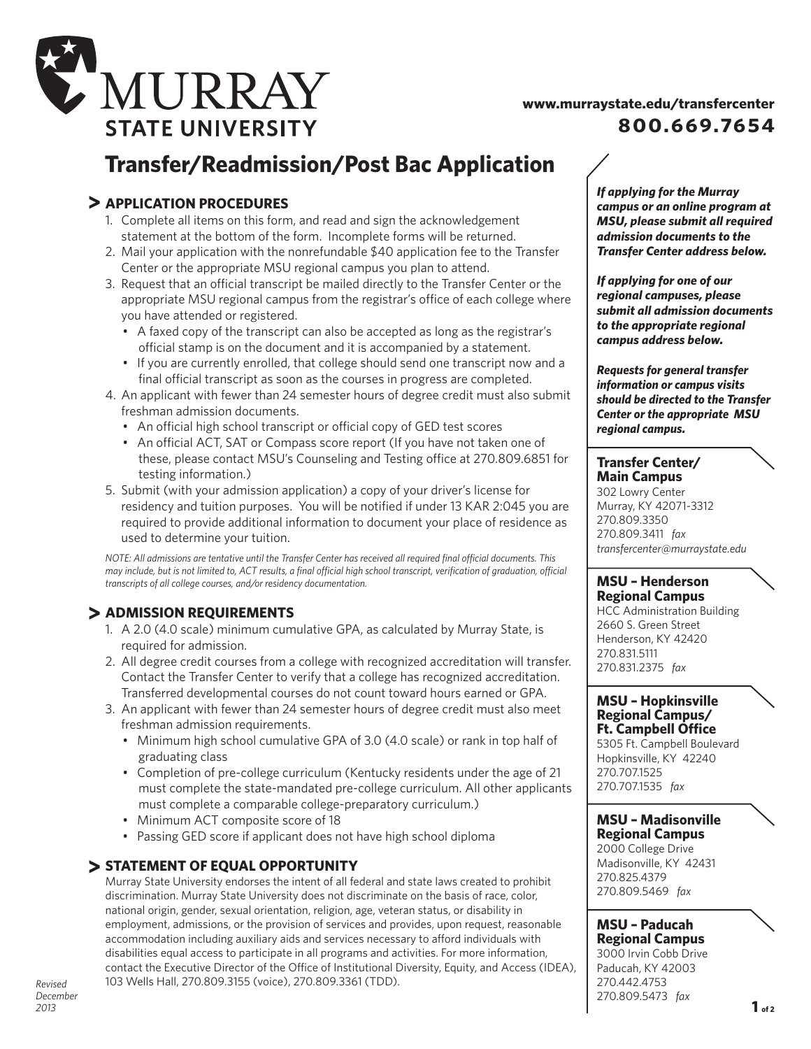# MURRAY STATE UNIVERSITY

**www.murraystate.edu/transfercenter**

**800.669.7654**

# Transfer/Readmission/Post Bac Application

## > APPLICATION PROCEDURES

1. Complete all items on this form, and read and sign the acknowledgement statement at the bottom of the form. Incomplete forms will be returned.
2. Mail your application with the nonrefundable $40 application fee to the Transfer Center or the appropriate MSU regional campus you plan to attend.
3. Request that an official transcript be mailed directly to the Transfer Center or the appropriate MSU regional campus from the registrar's office of each college where you have attended or registered.
   - A faxed copy of the transcript can also be accepted as long as the registrar's official stamp is on the document and it is accompanied by a statement.
   - If you are currently enrolled, that college should send one transcript now and a final official transcript as soon as the courses in progress are completed.
4. An applicant with fewer than 24 semester hours of degree credit must also submit freshman admission documents.
   - An official high school transcript or official copy of GED test scores
   - An official ACT, SAT or Compass score report (If you have not taken one of these, please contact MSU's Counseling and Testing office at 270.809.6851 for testing information.)
5. Submit (with your admission application) a copy of your driver's license for residency and tuition purposes. You will be notified if under 13 KAR 2:045 you are required to provide additional information to document your place of residence as used to determine your tuition.

*NOTE: All admissions are tentative until the Transfer Center has received all required final official documents. This may include, but is not limited to, ACT results, a final official high school transcript, verification of graduation, official transcripts of all college courses, and/or residency documentation.*

## > ADMISSION REQUIREMENTS

1. A 2.0 (4.0 scale) minimum cumulative GPA, as calculated by Murray State, is required for admission.
2. All degree credit courses from a college with recognized accreditation will transfer. Contact the Transfer Center to verify that a college has recognized accreditation. Transferred developmental courses do not count toward hours earned or GPA.
3. An applicant with fewer than 24 semester hours of degree credit must also meet freshman admission requirements.
   - Minimum high school cumulative GPA of 3.0 (4.0 scale) or rank in top half of graduating class
   - Completion of pre-college curriculum (Kentucky residents under the age of 21 must complete the state-mandated pre-college curriculum. All other applicants must complete a comparable college-preparatory curriculum.)
   - Minimum ACT composite score of 18
   - Passing GED score if applicant does not have high school diploma

## > STATEMENT OF EQUAL OPPORTUNITY

Murray State University endorses the intent of all federal and state laws created to prohibit discrimination. Murray State University does not discriminate on the basis of race, color, national origin, gender, sexual orientation, religion, age, veteran status, or disability in employment, admissions, or the provision of services and provides, upon request, reasonable accommodation including auxiliary aids and services necessary to afford individuals with disabilities equal access to participate in all programs and activities. For more information, contact the Executive Director of the Office of Institutional Diversity, Equity, and Access (IDEA), 103 Wells Hall, 270.809.3155 (voice), 270.809.3361 (TDD).

*Revised December 2013*

***If applying for the Murray campus or an online program at MSU, please submit all required admission documents to the Transfer Center address below.***

***If applying for one of our regional campuses, please submit all admission documents to the appropriate regional campus address below.***

***Requests for general transfer information or campus visits should be directed to the Transfer Center or the appropriate MSU regional campus.***

**Transfer Center/ Main Campus**
302 Lowry Center
Murray, KY 42071-3312
270.809.3350
270.809.3411 *fax*
*transfercenter@murraystate.edu*

**MSU – Henderson Regional Campus**
HCC Administration Building
2660 S. Green Street
Henderson, KY 42420
270.831.5111
270.831.2375 *fax*

**MSU – Hopkinsville Regional Campus/ Ft. Campbell Office**
5305 Ft. Campbell Boulevard
Hopkinsville, KY 42240
270.707.1525
270.707.1535 *fax*

**MSU – Madisonville Regional Campus**
2000 College Drive
Madisonville, KY 42431
270.825.4379
270.809.5469 *fax*

**MSU – Paducah Regional Campus**
3000 Irvin Cobb Drive
Paducah, KY 42003
270.442.4753
270.809.5473 *fax*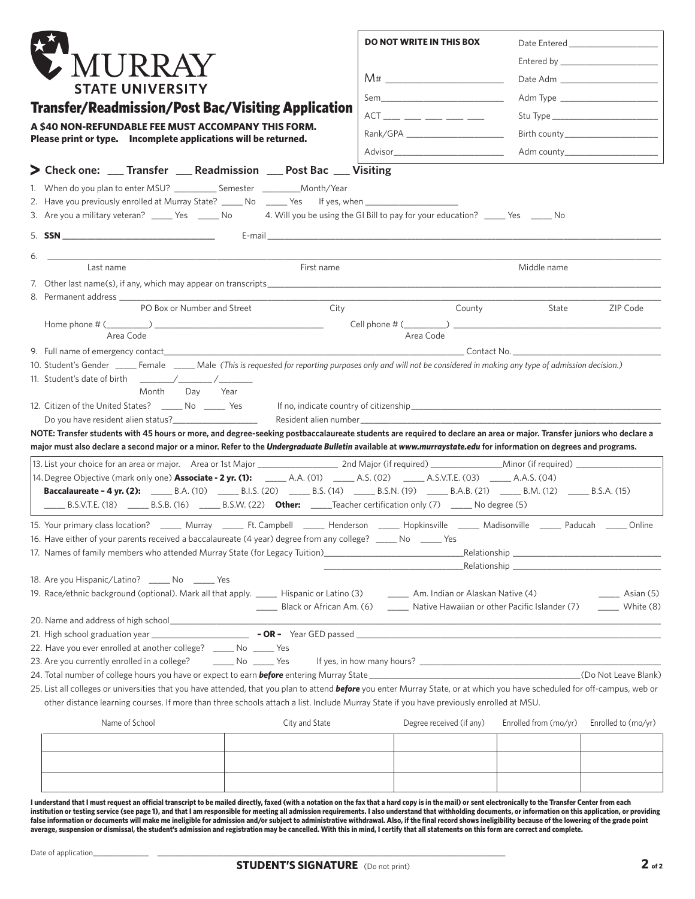# MURRAY STATE UNIVERSITY

## Transfer/Readmission/Post Bac/Visiting Application

**A $40 NON-REFUNDABLE FEE MUST ACCOMPANY THIS FORM.**
**Please print or type. Incomplete applications will be returned.**

| **DO NOT WRITE IN THIS BOX** | |
|---|---|
| | Date Entered ___ |
| | Entered by ___ |
| M# ___ | Date Adm ___ |
| Sem ___ | Adm Type ___ |
| ACT ___ ___ ___ ___ ___ | Stu Type ___ |
| Rank/GPA ___ | Birth county ___ |
| Advisor ___ | Adm county ___ |

**Check one: ___ Transfer ___ Readmission ___ Post Bac ___ Visiting**

1. When do you plan to enter MSU? ___ Semester ___ Month/Year
2. Have you previously enrolled at Murray State? ___ No ___ Yes If yes, when ___
3. Are you a military veteran? ___ Yes ___ No
4. Will you be using the GI Bill to pay for your education? ___ Yes ___ No
5. **SSN** ___ E-mail ___
6. ___ Last name ___ First name ___ Middle name
7. Other last name(s), if any, which may appear on transcripts ___
8. Permanent address ___ PO Box or Number and Street ___ City ___ County ___ State ___ ZIP Code

   Home phone # (___) ___ Area Code Cell phone # (___) ___ Area Code
9. Full name of emergency contact ___ Contact No. ___
10. Student's Gender ___ Female ___ Male *(This is requested for reporting purposes only and will not be considered in making any type of admission decision.)*
11. Student's date of birth ___/___/___ Month Day Year
12. Citizen of the United States? ___ No ___ Yes If no, indicate country of citizenship ___

    Do you have resident alien status? ___ Resident alien number ___

**NOTE: Transfer students with 45 hours or more, and degree-seeking postbaccalaureate students are required to declare an area or major. Transfer juniors who declare a major must also declare a second major or a minor. Refer to the *Undergraduate Bulletin* available at *www.murraystate.edu* for information on degrees and programs.**

13. List your choice for an area or major. Area or 1st Major ___ 2nd Major (if required) ___ Minor (if required) ___
14. Degree Objective (mark only one) **Associate - 2 yr. (1):** ___ A.A. (01) ___ A.S. (02) ___ A.S.V.T.E. (03) ___ A.A.S. (04)

    **Baccalaureate – 4 yr. (2):** ___ B.A. (10) ___ B.I.S. (20) ___ B.S. (14) ___ B.S.N. (19) ___ B.A.B. (21) ___ B.M. (12) ___ B.S.A. (15) ___ B.S.V.T.E. (18) ___ B.S.B. (16) ___ B.S.W. (22) **Other:** ___ Teacher certification only (7) ___ No degree (5)
15. Your primary class location? ___ Murray ___ Ft. Campbell ___ Henderson ___ Hopkinsville ___ Madisonville ___ Paducah ___ Online
16. Have either of your parents received a baccalaureate (4 year) degree from any college? ___ No ___ Yes
17. Names of family members who attended Murray State (for Legacy Tuition) ___ Relationship ___

    ___ Relationship ___
18. Are you Hispanic/Latino? ___ No ___ Yes
19. Race/ethnic background (optional). Mark all that apply. ___ Hispanic or Latino (3) ___ Am. Indian or Alaskan Native (4) ___ Asian (5) ___ Black or African Am. (6) ___ Native Hawaiian or other Pacific Islander (7) ___ White (8)
20. Name and address of high school ___
21. High school graduation year ___ **– OR –** Year GED passed ___
22. Have you ever enrolled at another college? ___ No ___ Yes
23. Are you currently enrolled in a college? ___ No ___ Yes If yes, in how many hours? ___
24. Total number of college hours you have or expect to earn ***before*** entering Murray State ___ (Do Not Leave Blank)
25. List all colleges or universities that you have attended, that you plan to attend ***before*** you enter Murray State, or at which you have scheduled for off-campus, web or other distance learning courses. If more than three schools attach a list. Include Murray State if you have previously enrolled at MSU.

| Name of School | City and State | Degree received (if any) | Enrolled from (mo/yr) | Enrolled to (mo/yr) |
|---|---|---|---|---|
| | | | | |
| | | | | |
| | | | | |

**I understand that I must request an official transcript to be mailed directly, faxed (with a notation on the fax that a hard copy is in the mail) or sent electronically to the Transfer Center from each institution or testing service (see page 1), and that I am responsible for meeting all admission requirements. I also understand that withholding documents, or information on this application, or providing false information or documents will make me ineligible for admission and/or subject to administrative withdrawal. Also, if the final record shows ineligibility because of the lowering of the grade point average, suspension or dismissal, the student's admission and registration may be cancelled. With this in mind, I certify that all statements on this form are correct and complete.**

Date of application ___ ___

**STUDENT'S SIGNATURE** (Do not print)